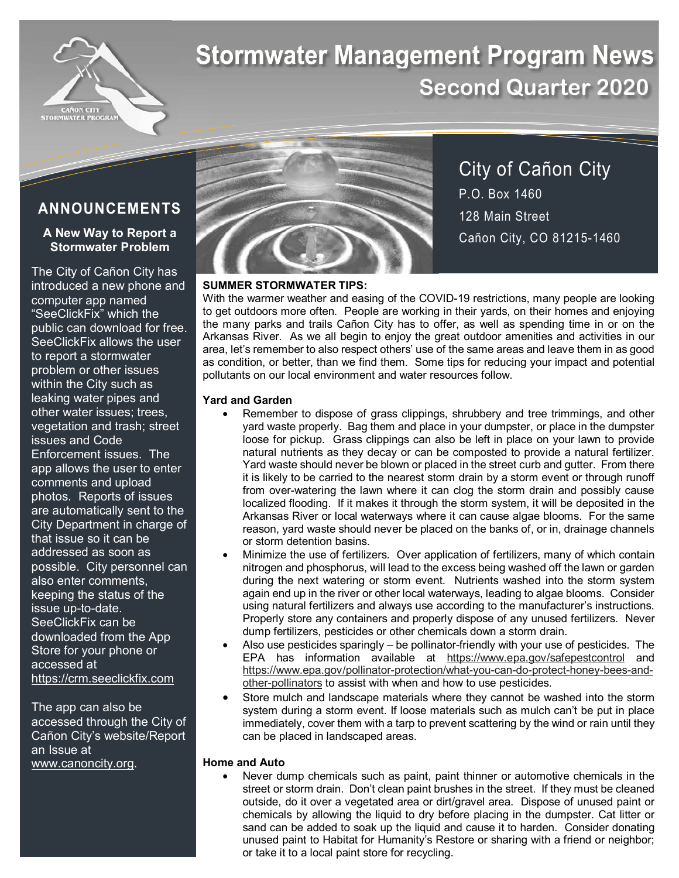# Stormwater Management Program News

## Second Quarter 2020

CAÑON CITY STORMWATER PROGRAM

**City of Cañon City**
P.O. Box 1460
128 Main Street
Cañon City, CO 81215-1460

## ANNOUNCEMENTS

### A New Way to Report a Stormwater Problem

The City of Cañon City has introduced a new phone and computer app named "SeeClickFix" which the public can download for free. SeeClickFix allows the user to report a stormwater problem or other issues within the City such as leaking water pipes and other water issues; trees, vegetation and trash; street issues and Code Enforcement issues. The app allows the user to enter comments and upload photos. Reports of issues are automatically sent to the City Department in charge of that issue so it can be addressed as soon as possible. City personnel can also enter comments, keeping the status of the issue up-to-date. SeeClickFix can be downloaded from the App Store for your phone or accessed at https://crm.seeclickfix.com

The app can also be accessed through the City of Cañon City's website/Report an Issue at www.canoncity.org.

**SUMMER STORMWATER TIPS:**

With the warmer weather and easing of the COVID-19 restrictions, many people are looking to get outdoors more often. People are working in their yards, on their homes and enjoying the many parks and trails Cañon City has to offer, as well as spending time in or on the Arkansas River. As we all begin to enjoy the great outdoor amenities and activities in our area, let's remember to also respect others' use of the same areas and leave them in as good as condition, or better, than we find them. Some tips for reducing your impact and potential pollutants on our local environment and water resources follow.

**Yard and Garden**

- Remember to dispose of grass clippings, shrubbery and tree trimmings, and other yard waste properly. Bag them and place in your dumpster, or place in the dumpster loose for pickup. Grass clippings can also be left in place on your lawn to provide natural nutrients as they decay or can be composted to provide a natural fertilizer. Yard waste should never be blown or placed in the street curb and gutter. From there it is likely to be carried to the nearest storm drain by a storm event or through runoff from over-watering the lawn where it can clog the storm drain and possibly cause localized flooding. If it makes it through the storm system, it will be deposited in the Arkansas River or local waterways where it can cause algae blooms. For the same reason, yard waste should never be placed on the banks of, or in, drainage channels or storm detention basins.
- Minimize the use of fertilizers. Over application of fertilizers, many of which contain nitrogen and phosphorus, will lead to the excess being washed off the lawn or garden during the next watering or storm event. Nutrients washed into the storm system again end up in the river or other local waterways, leading to algae blooms. Consider using natural fertilizers and always use according to the manufacturer's instructions. Properly store any containers and properly dispose of any unused fertilizers. Never dump fertilizers, pesticides or other chemicals down a storm drain.
- Also use pesticides sparingly – be pollinator-friendly with your use of pesticides. The EPA has information available at https://www.epa.gov/safepestcontrol and https://www.epa.gov/pollinator-protection/what-you-can-do-protect-honey-bees-and-other-pollinators to assist with when and how to use pesticides.
- Store mulch and landscape materials where they cannot be washed into the storm system during a storm event. If loose materials such as mulch can't be put in place immediately, cover them with a tarp to prevent scattering by the wind or rain until they can be placed in landscaped areas.

**Home and Auto**

- Never dump chemicals such as paint, paint thinner or automotive chemicals in the street or storm drain. Don't clean paint brushes in the street. If they must be cleaned outside, do it over a vegetated area or dirt/gravel area. Dispose of unused paint or chemicals by allowing the liquid to dry before placing in the dumpster. Cat litter or sand can be added to soak up the liquid and cause it to harden. Consider donating unused paint to Habitat for Humanity's Restore or sharing with a friend or neighbor; or take it to a local paint store for recycling.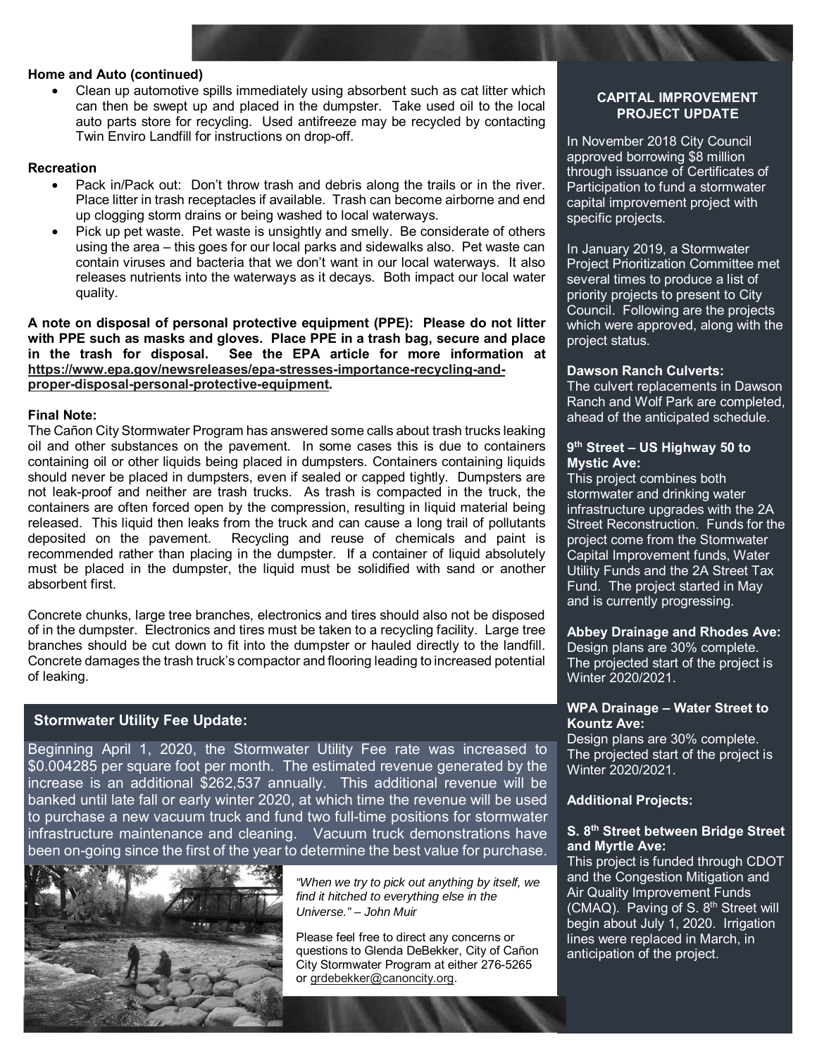**Home and Auto (continued)**

- Clean up automotive spills immediately using absorbent such as cat litter which can then be swept up and placed in the dumpster. Take used oil to the local auto parts store for recycling. Used antifreeze may be recycled by contacting Twin Enviro Landfill for instructions on drop-off.

**Recreation**

- Pack in/Pack out: Don't throw trash and debris along the trails or in the river. Place litter in trash receptacles if available. Trash can become airborne and end up clogging storm drains or being washed to local waterways.
- Pick up pet waste. Pet waste is unsightly and smelly. Be considerate of others using the area – this goes for our local parks and sidewalks also. Pet waste can contain viruses and bacteria that we don't want in our local waterways. It also releases nutrients into the waterways as it decays. Both impact our local water quality.

**A note on disposal of personal protective equipment (PPE): Please do not litter with PPE such as masks and gloves. Place PPE in a trash bag, secure and place in the trash for disposal. See the EPA article for more information at https://www.epa.gov/newsreleases/epa-stresses-importance-recycling-and-proper-disposal-personal-protective-equipment.**

**Final Note:**

The Cañon City Stormwater Program has answered some calls about trash trucks leaking oil and other substances on the pavement. In some cases this is due to containers containing oil or other liquids being placed in dumpsters. Containers containing liquids should never be placed in dumpsters, even if sealed or capped tightly. Dumpsters are not leak-proof and neither are trash trucks. As trash is compacted in the truck, the containers are often forced open by the compression, resulting in liquid material being released. This liquid then leaks from the truck and can cause a long trail of pollutants deposited on the pavement. Recycling and reuse of chemicals and paint is recommended rather than placing in the dumpster. If a container of liquid absolutely must be placed in the dumpster, the liquid must be solidified with sand or another absorbent first.

Concrete chunks, large tree branches, electronics and tires should also not be disposed of in the dumpster. Electronics and tires must be taken to a recycling facility. Large tree branches should be cut down to fit into the dumpster or hauled directly to the landfill. Concrete damages the trash truck's compactor and flooring leading to increased potential of leaking.

## Stormwater Utility Fee Update:

Beginning April 1, 2020, the Stormwater Utility Fee rate was increased to \$0.004285 per square foot per month. The estimated revenue generated by the increase is an additional \$262,537 annually. This additional revenue will be banked until late fall or early winter 2020, at which time the revenue will be used to purchase a new vacuum truck and fund two full-time positions for stormwater infrastructure maintenance and cleaning. Vacuum truck demonstrations have been on-going since the first of the year to determine the best value for purchase.

*"When we try to pick out anything by itself, we find it hitched to everything else in the Universe." – John Muir*

Please feel free to direct any concerns or questions to Glenda DeBekker, City of Cañon City Stormwater Program at either 276-5265 or grdebekker@canoncity.org.

## CAPITAL IMPROVEMENT PROJECT UPDATE

In November 2018 City Council approved borrowing \$8 million through issuance of Certificates of Participation to fund a stormwater capital improvement project with specific projects.

In January 2019, a Stormwater Project Prioritization Committee met several times to produce a list of priority projects to present to City Council. Following are the projects which were approved, along with the project status.

**Dawson Ranch Culverts:**
The culvert replacements in Dawson Ranch and Wolf Park are completed, ahead of the anticipated schedule.

**9th Street – US Highway 50 to Mystic Ave:**
This project combines both stormwater and drinking water infrastructure upgrades with the 2A Street Reconstruction. Funds for the project come from the Stormwater Capital Improvement funds, Water Utility Funds and the 2A Street Tax Fund. The project started in May and is currently progressing.

**Abbey Drainage and Rhodes Ave:**
Design plans are 30% complete. The projected start of the project is Winter 2020/2021.

**WPA Drainage – Water Street to Kountz Ave:**
Design plans are 30% complete. The projected start of the project is Winter 2020/2021.

**Additional Projects:**

**S. 8th Street between Bridge Street and Myrtle Ave:**
This project is funded through CDOT and the Congestion Mitigation and Air Quality Improvement Funds (CMAQ). Paving of S. 8th Street will begin about July 1, 2020. Irrigation lines were replaced in March, in anticipation of the project.